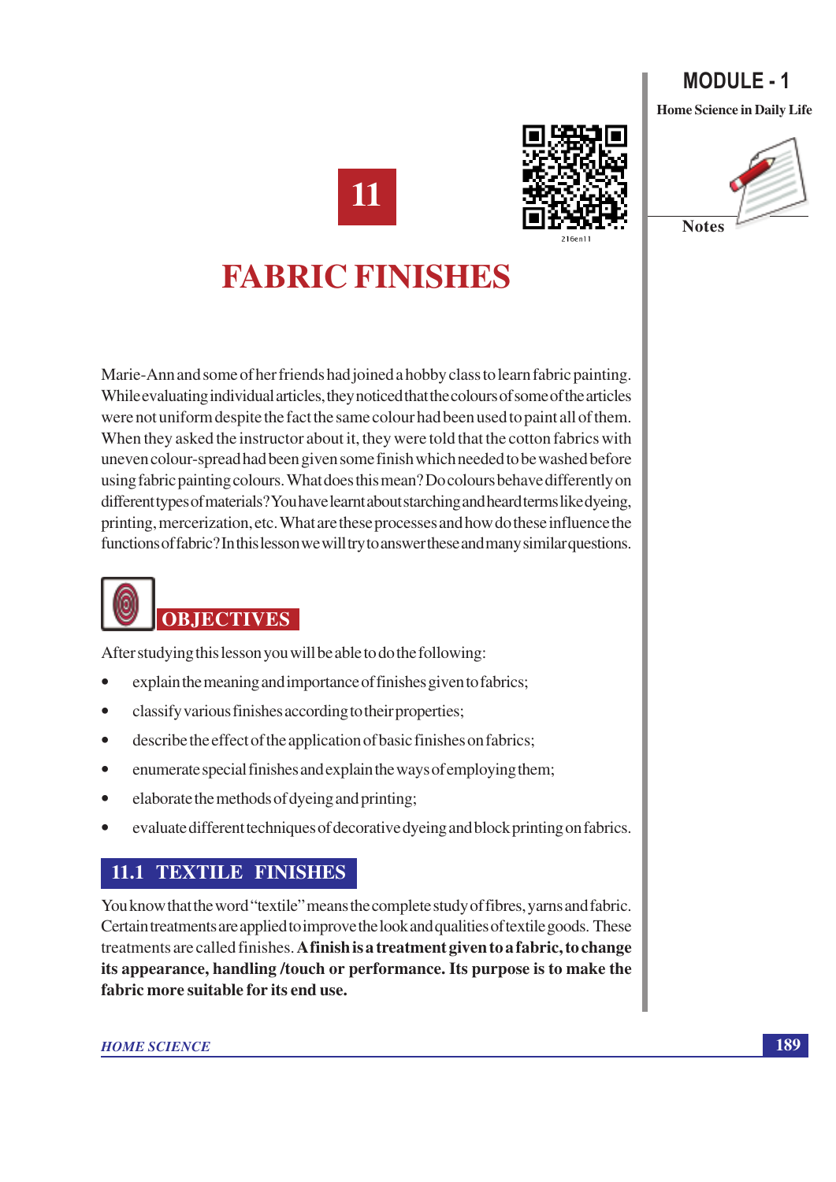# 11

# FABRIC FINISHES

Marie-Ann and some of her friends had joined a hobby class to learn fabric painting. While evaluating individual articles, they noticed that the colours of some of the articles were not uniform despite the fact the same colour had been used to paint all of them. When they asked the instructor about it, they were told that the cotton fabrics with uneven colour-spread had been given some finish which needed to be washed before using fabric painting colours. What does this mean? Do colours behave differently on different types of materials? You have learnt about starching and heard terms like dyeing, printing, mercerization, etc. What are these processes and how do these influence the functions of fabric? In this lesson we will try to answer these and many similar questions.

## OBJECTIVES

After studying this lesson you will be able to do the following:

- explain the meaning and importance of finishes given to fabrics;
- classify various finishes according to their properties;
- describe the effect of the application of basic finishes on fabrics;
- enumerate special finishes and explain the ways of employing them;
- elaborate the methods of dyeing and printing;
- evaluate different techniques of decorative dyeing and block printing on fabrics.

## 11.1 TEXTILE FINISHES

You know that the word "textile" means the complete study of fibres, yarns and fabric. Certain treatments are applied to improve the look and qualities of textile goods. These treatments are called finishes. **A finish is a treatment given to a fabric, to change its appearance, handling /touch or performance. Its purpose is to make the fabric more suitable for its end use.**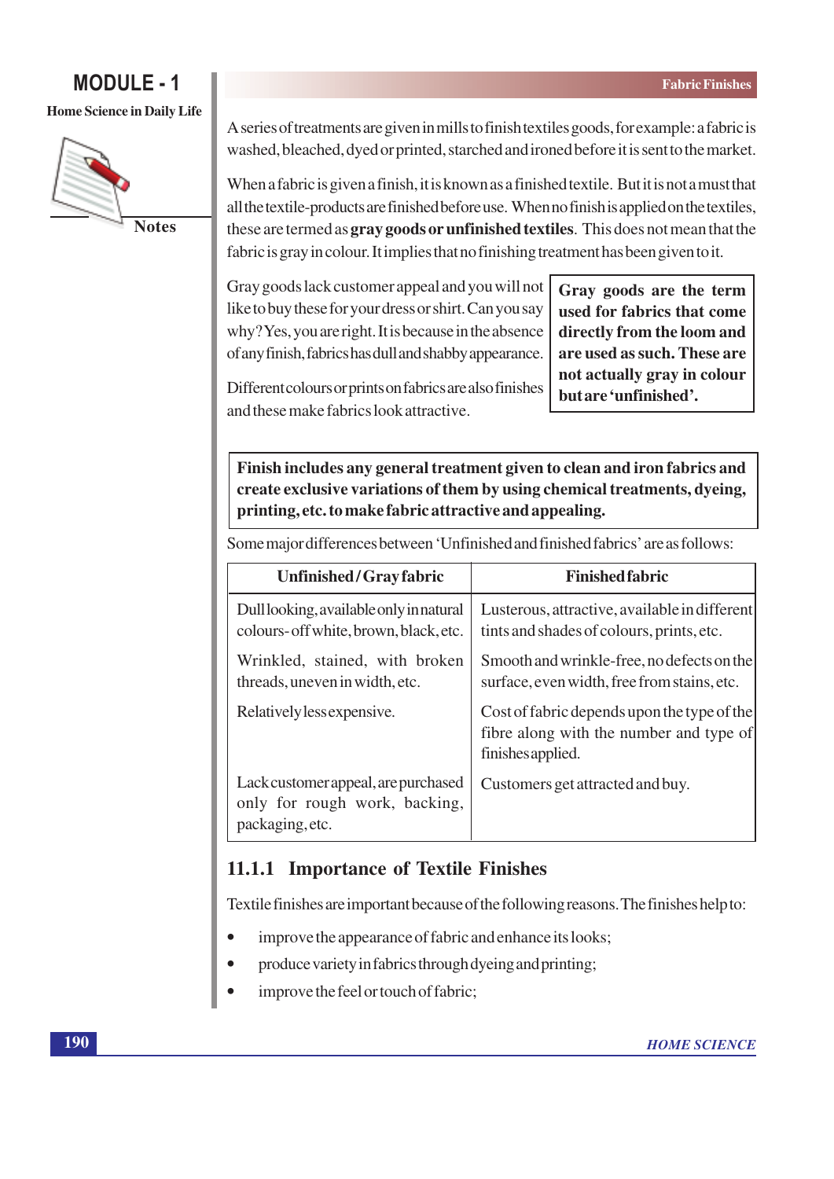A series of treatments are given in mills to finish textiles goods, for example: a fabric is washed, bleached, dyed or printed, starched and ironed before it is sent to the market.

When a fabric is given a finish, it is known as a finished textile. But it is not a must that all the textile-products are finished before use. When no finish is applied on the textiles, these are termed as **gray goods or unfinished textiles**. This does not mean that the fabric is gray in colour. It implies that no finishing treatment has been given to it.

Gray goods lack customer appeal and you will not like to buy these for your dress or shirt. Can you say why? Yes, you are right. It is because in the absence of any finish, fabrics has dull and shabby appearance.

**Gray goods are the term used for fabrics that come directly from the loom and are used as such. These are not actually gray in colour but are 'unfinished'.**

Different colours or prints on fabrics are also finishes and these make fabrics look attractive.

**Finish includes any general treatment given to clean and iron fabrics and create exclusive variations of them by using chemical treatments, dyeing, printing, etc. to make fabric attractive and appealing.**

Some major differences between 'Unfinished and finished fabrics' are as follows:

| Unfinished / Gray fabric | Finished fabric |
|---|---|
| Dull looking, available only in natural colours- off white, brown, black, etc. | Lusterous, attractive, available in different tints and shades of colours, prints, etc. |
| Wrinkled, stained, with broken threads, uneven in width, etc. | Smooth and wrinkle-free, no defects on the surface, even width, free from stains, etc. |
| Relatively less expensive. | Cost of fabric depends upon the type of the fibre along with the number and type of finishes applied. |
| Lack customer appeal, are purchased only for rough work, backing, packaging, etc. | Customers get attracted and buy. |

### 11.1.1 Importance of Textile Finishes

Textile finishes are important because of the following reasons. The finishes help to:

- improve the appearance of fabric and enhance its looks;
- produce variety in fabrics through dyeing and printing;
- improve the feel or touch of fabric;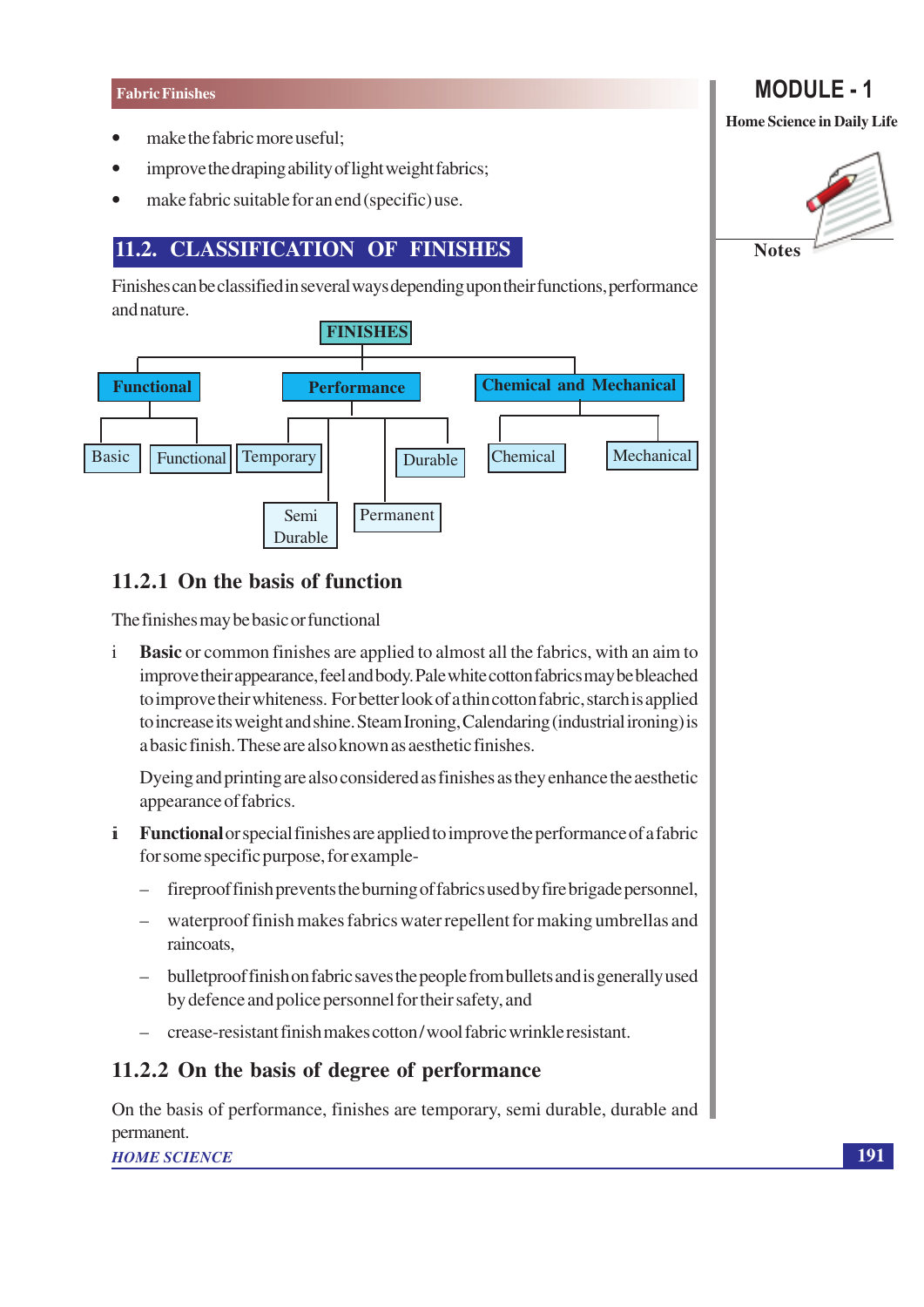- make the fabric more useful;
- improve the draping ability of light weight fabrics;
- make fabric suitable for an end (specific) use.

## 11.2. CLASSIFICATION OF FINISHES

Finishes can be classified in several ways depending upon their functions, performance and nature.

**FINISHES**

- **Functional**
  - Basic
  - Functional
- **Performance**
  - Temporary
  - Semi Durable
  - Permanent
  - Durable
- **Chemical and Mechanical**
  - Chemical
  - Mechanical

### 11.2.1 On the basis of function

The finishes may be basic or functional

i **Basic** or common finishes are applied to almost all the fabrics, with an aim to improve their appearance, feel and body. Pale white cotton fabrics may be bleached to improve their whiteness. For better look of a thin cotton fabric, starch is applied to increase its weight and shine. Steam Ironing, Calendaring (industrial ironing) is a basic finish. These are also known as aesthetic finishes.

Dyeing and printing are also considered as finishes as they enhance the aesthetic appearance of fabrics.

ii **Functional** or special finishes are applied to improve the performance of a fabric for some specific purpose, for example-

- fireproof finish prevents the burning of fabrics used by fire brigade personnel,
- waterproof finish makes fabrics water repellent for making umbrellas and raincoats,
- bulletproof finish on fabric saves the people from bullets and is generally used by defence and police personnel for their safety, and
- crease-resistant finish makes cotton / wool fabric wrinkle resistant.

### 11.2.2 On the basis of degree of performance

On the basis of performance, finishes are temporary, semi durable, durable and permanent.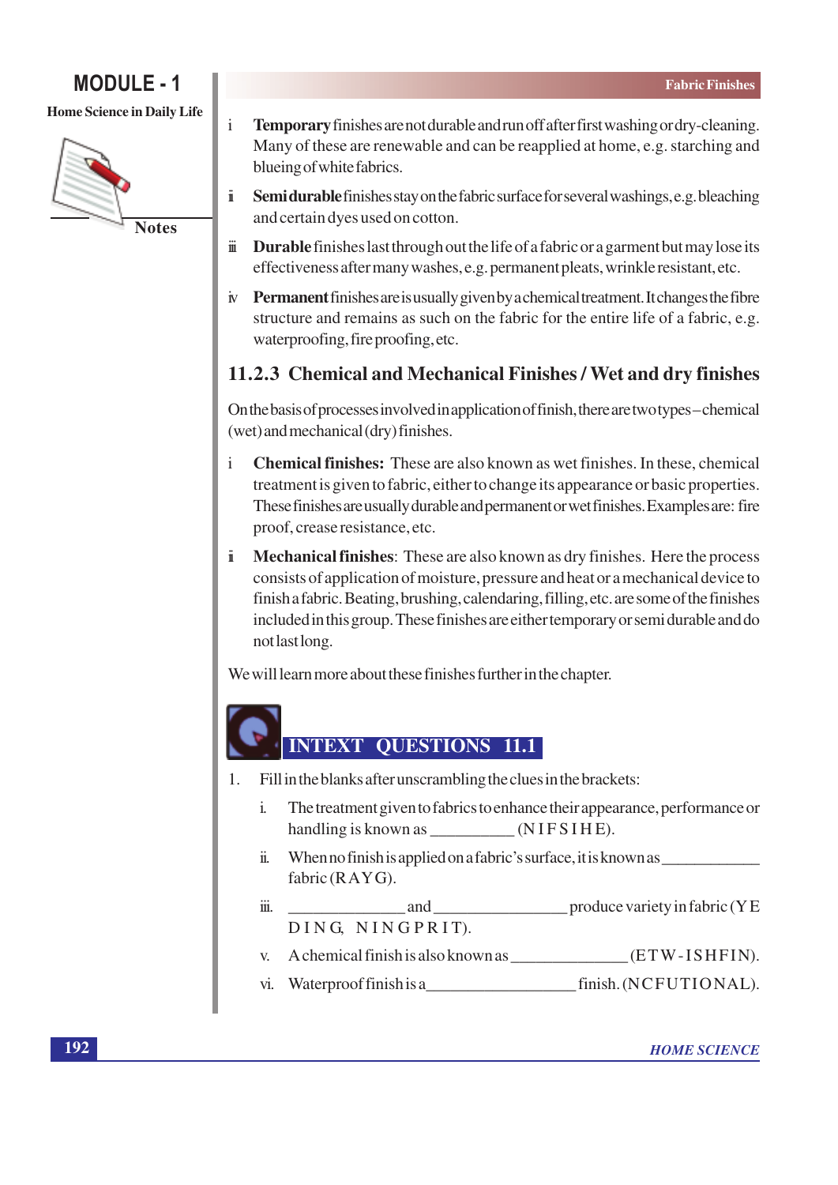i **Temporary** finishes are not durable and run off after first washing or dry-cleaning. Many of these are renewable and can be reapplied at home, e.g. starching and blueing of white fabrics.

ii **Semi durable** finishes stay on the fabric surface for several washings, e.g. bleaching and certain dyes used on cotton.

iii **Durable** finishes last through out the life of a fabric or a garment but may lose its effectiveness after many washes, e.g. permanent pleats, wrinkle resistant, etc.

iv **Permanent** finishes are is usually given by a chemical treatment. It changes the fibre structure and remains as such on the fabric for the entire life of a fabric, e.g. waterproofing, fire proofing, etc.

### 11.2.3 Chemical and Mechanical Finishes / Wet and dry finishes

On the basis of processes involved in application of finish, there are two types – chemical (wet) and mechanical (dry) finishes.

i **Chemical finishes:** These are also known as wet finishes. In these, chemical treatment is given to fabric, either to change its appearance or basic properties. These finishes are usually durable and permanent or wet finishes. Examples are: fire proof, crease resistance, etc.

ii **Mechanical finishes**: These are also known as dry finishes. Here the process consists of application of moisture, pressure and heat or a mechanical device to finish a fabric. Beating, brushing, calendaring, filling, etc. are some of the finishes included in this group. These finishes are either temporary or semi durable and do not last long.

We will learn more about these finishes further in the chapter.

## INTEXT QUESTIONS 11.1

1. Fill in the blanks after unscrambling the clues in the brackets:

   i. The treatment given to fabrics to enhance their appearance, performance or handling is known as __________ (N I F S I H E).

   ii. When no finish is applied on a fabric's surface, it is known as ____________ fabric (R A Y G).

   iii. ______________ and ________________ produce variety in fabric (Y E D I N G, N I N G P R I T).

   v. A chemical finish is also known as ______________ (E T W - I S H F I N).

   vi. Waterproof finish is a_________________ finish. (N C F U T I O N A L).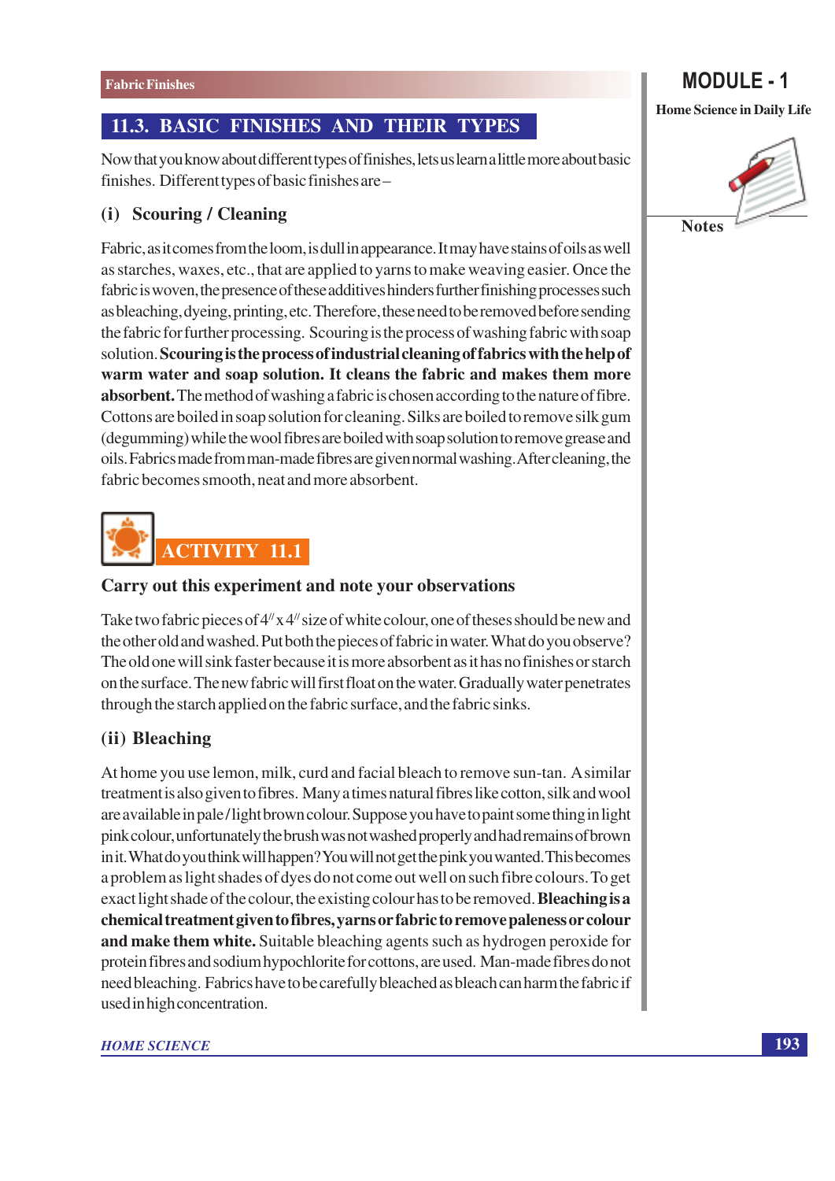## 11.3. BASIC FINISHES AND THEIR TYPES

Now that you know about different types of finishes, lets us learn a little more about basic finishes. Different types of basic finishes are –

### (i) Scouring / Cleaning

Fabric, as it comes from the loom, is dull in appearance. It may have stains of oils as well as starches, waxes, etc., that are applied to yarns to make weaving easier. Once the fabric is woven, the presence of these additives hinders further finishing processes such as bleaching, dyeing, printing, etc. Therefore, these need to be removed before sending the fabric for further processing. Scouring is the process of washing fabric with soap solution. **Scouring is the process of industrial cleaning of fabrics with the help of warm water and soap solution. It cleans the fabric and makes them more absorbent.** The method of washing a fabric is chosen according to the nature of fibre. Cottons are boiled in soap solution for cleaning. Silks are boiled to remove silk gum (degumming) while the wool fibres are boiled with soap solution to remove grease and oils. Fabrics made from man-made fibres are given normal washing. After cleaning, the fabric becomes smooth, neat and more absorbent.

## ACTIVITY 11.1

### Carry out this experiment and note your observations

Take two fabric pieces of 4″ x 4″ size of white colour, one of theses should be new and the other old and washed. Put both the pieces of fabric in water. What do you observe? The old one will sink faster because it is more absorbent as it has no finishes or starch on the surface. The new fabric will first float on the water. Gradually water penetrates through the starch applied on the fabric surface, and the fabric sinks.

### (ii) Bleaching

At home you use lemon, milk, curd and facial bleach to remove sun-tan. A similar treatment is also given to fibres. Many a times natural fibres like cotton, silk and wool are available in pale / light brown colour. Suppose you have to paint some thing in light pink colour, unfortunately the brush was not washed properly and had remains of brown in it. What do you think will happen? You will not get the pink you wanted. This becomes a problem as light shades of dyes do not come out well on such fibre colours. To get exact light shade of the colour, the existing colour has to be removed. **Bleaching is a chemical treatment given to fibres, yarns or fabric to remove paleness or colour and make them white.** Suitable bleaching agents such as hydrogen peroxide for protein fibres and sodium hypochlorite for cottons, are used. Man-made fibres do not need bleaching. Fabrics have to be carefully bleached as bleach can harm the fabric if used in high concentration.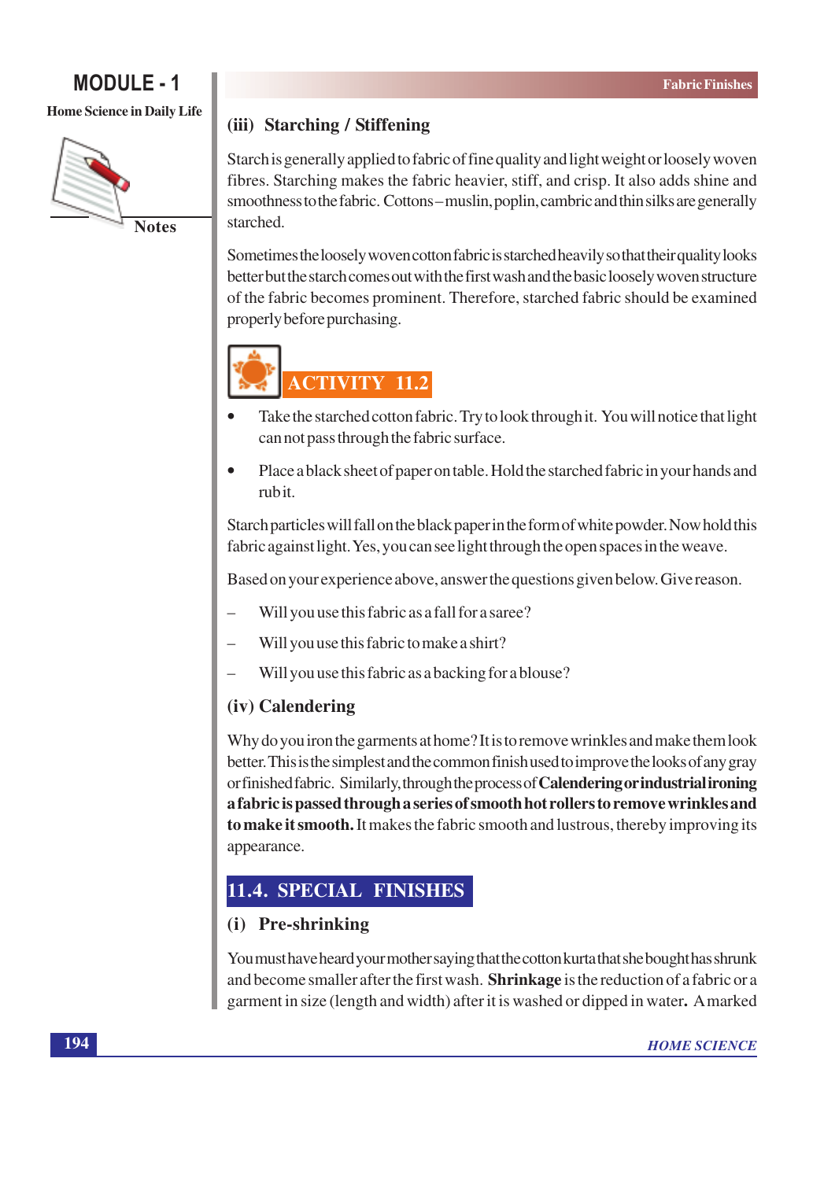### (iii) Starching / Stiffening

Starch is generally applied to fabric of fine quality and light weight or loosely woven fibres. Starching makes the fabric heavier, stiff, and crisp. It also adds shine and smoothness to the fabric. Cottons – muslin, poplin, cambric and thin silks are generally starched.

Sometimes the loosely woven cotton fabric is starched heavily so that their quality looks better but the starch comes out with the first wash and the basic loosely woven structure of the fabric becomes prominent. Therefore, starched fabric should be examined properly before purchasing.

**ACTIVITY 11.2**

- Take the starched cotton fabric. Try to look through it. You will notice that light can not pass through the fabric surface.
- Place a black sheet of paper on table. Hold the starched fabric in your hands and rub it.

Starch particles will fall on the black paper in the form of white powder. Now hold this fabric against light. Yes, you can see light through the open spaces in the weave.

Based on your experience above, answer the questions given below. Give reason.

– Will you use this fabric as a fall for a saree?

– Will you use this fabric to make a shirt?

– Will you use this fabric as a backing for a blouse?

### (iv) Calendering

Why do you iron the garments at home? It is to remove wrinkles and make them look better. This is the simplest and the common finish used to improve the looks of any gray or finished fabric. Similarly, through the process of **Calendering or industrial ironing a fabric is passed through a series of smooth hot rollers to remove wrinkles and to make it smooth.** It makes the fabric smooth and lustrous, thereby improving its appearance.

## 11.4. SPECIAL FINISHES

### (i) Pre-shrinking

You must have heard your mother saying that the cotton kurta that she bought has shrunk and become smaller after the first wash. **Shrinkage** is the reduction of a fabric or a garment in size (length and width) after it is washed or dipped in water**.** A marked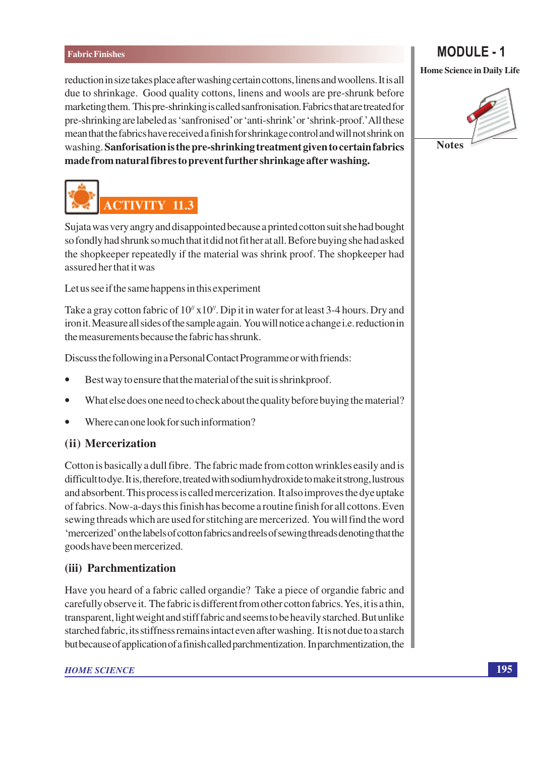reduction in size takes place after washing certain cottons, linens and woollens. It is all due to shrinkage. Good quality cottons, linens and wools are pre-shrunk before marketing them. This pre-shrinking is called sanfronisation. Fabrics that are treated for pre-shrinking are labeled as 'sanfronised' or 'anti-shrink' or 'shrink-proof.' All these mean that the fabrics have received a finish for shrinkage control and will not shrink on washing. **Sanforisation is the pre-shrinking treatment given to certain fabrics made from natural fibres to prevent further shrinkage after washing.**

## ACTIVITY 11.3

Sujata was very angry and disappointed because a printed cotton suit she had bought so fondly had shrunk so much that it did not fit her at all. Before buying she had asked the shopkeeper repeatedly if the material was shrink proof. The shopkeeper had assured her that it was

Let us see if the same happens in this experiment

Take a gray cotton fabric of 10″ x10″. Dip it in water for at least 3-4 hours. Dry and iron it. Measure all sides of the sample again. You will notice a change i.e. reduction in the measurements because the fabric has shrunk.

Discuss the following in a Personal Contact Programme or with friends:

- Best way to ensure that the material of the suit is shrinkproof.
- What else does one need to check about the quality before buying the material?
- Where can one look for such information?

### (ii) Mercerization

Cotton is basically a dull fibre. The fabric made from cotton wrinkles easily and is difficult to dye. It is, therefore, treated with sodium hydroxide to make it strong, lustrous and absorbent. This process is called mercerization. It also improves the dye uptake of fabrics. Now-a-days this finish has become a routine finish for all cottons. Even sewing threads which are used for stitching are mercerized. You will find the word 'mercerized' on the labels of cotton fabrics and reels of sewing threads denoting that the goods have been mercerized.

### (iii) Parchmentization

Have you heard of a fabric called organdie? Take a piece of organdie fabric and carefully observe it. The fabric is different from other cotton fabrics. Yes, it is a thin, transparent, light weight and stiff fabric and seems to be heavily starched. But unlike starched fabric, its stiffness remains intact even after washing. It is not due to a starch but because of application of a finish called parchmentization. In parchmentization, the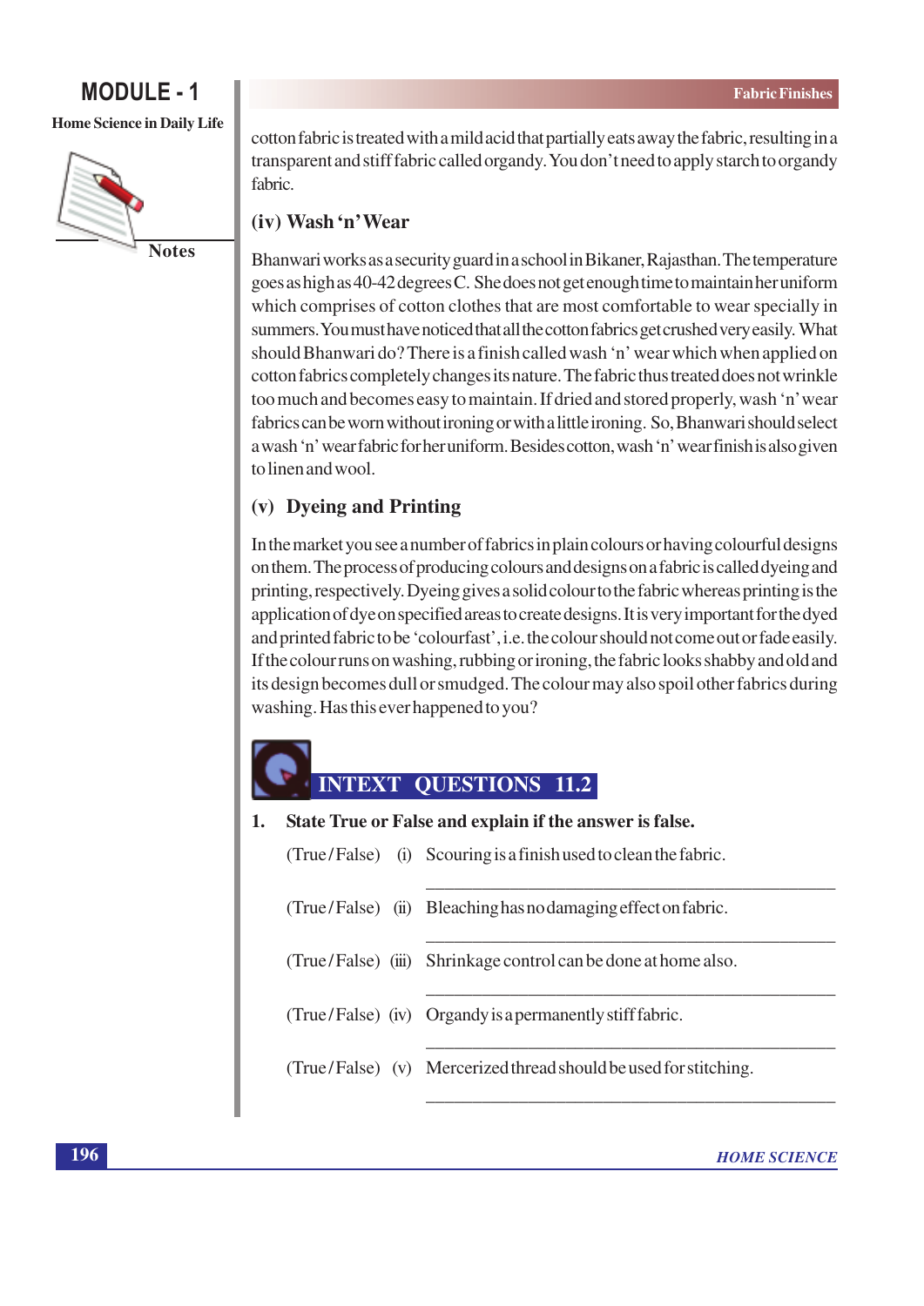cotton fabric is treated with a mild acid that partially eats away the fabric, resulting in a transparent and stiff fabric called organdy. You don't need to apply starch to organdy fabric.

### (iv) Wash 'n' Wear

Bhanwari works as a security guard in a school in Bikaner, Rajasthan. The temperature goes as high as 40-42 degrees C. She does not get enough time to maintain her uniform which comprises of cotton clothes that are most comfortable to wear specially in summers. You must have noticed that all the cotton fabrics get crushed very easily. What should Bhanwari do? There is a finish called wash 'n' wear which when applied on cotton fabrics completely changes its nature. The fabric thus treated does not wrinkle too much and becomes easy to maintain. If dried and stored properly, wash 'n' wear fabrics can be worn without ironing or with a little ironing. So, Bhanwari should select a wash 'n' wear fabric for her uniform. Besides cotton, wash 'n' wear finish is also given to linen and wool.

### (v) Dyeing and Printing

In the market you see a number of fabrics in plain colours or having colourful designs on them. The process of producing colours and designs on a fabric is called dyeing and printing, respectively. Dyeing gives a solid colour to the fabric whereas printing is the application of dye on specified areas to create designs. It is very important for the dyed and printed fabric to be 'colourfast', i.e. the colour should not come out or fade easily. If the colour runs on washing, rubbing or ironing, the fabric looks shabby and old and its design becomes dull or smudged. The colour may also spoil other fabrics during washing. Has this ever happened to you?

## INTEXT QUESTIONS 11.2

**1. State True or False and explain if the answer is false.**

(True/False) (i) Scouring is a finish used to clean the fabric.

\_\_\_\_\_\_\_\_\_\_\_\_\_\_\_\_\_\_\_\_\_\_\_\_\_\_\_\_\_\_\_\_\_\_\_\_\_\_\_\_

(True/False) (ii) Bleaching has no damaging effect on fabric.

\_\_\_\_\_\_\_\_\_\_\_\_\_\_\_\_\_\_\_\_\_\_\_\_\_\_\_\_\_\_\_\_\_\_\_\_\_\_\_\_

(True/False) (iii) Shrinkage control can be done at home also.

\_\_\_\_\_\_\_\_\_\_\_\_\_\_\_\_\_\_\_\_\_\_\_\_\_\_\_\_\_\_\_\_\_\_\_\_\_\_\_\_

(True/False) (iv) Organdy is a permanently stiff fabric.

\_\_\_\_\_\_\_\_\_\_\_\_\_\_\_\_\_\_\_\_\_\_\_\_\_\_\_\_\_\_\_\_\_\_\_\_\_\_\_\_

(True/False) (v) Mercerized thread should be used for stitching.

\_\_\_\_\_\_\_\_\_\_\_\_\_\_\_\_\_\_\_\_\_\_\_\_\_\_\_\_\_\_\_\_\_\_\_\_\_\_\_\_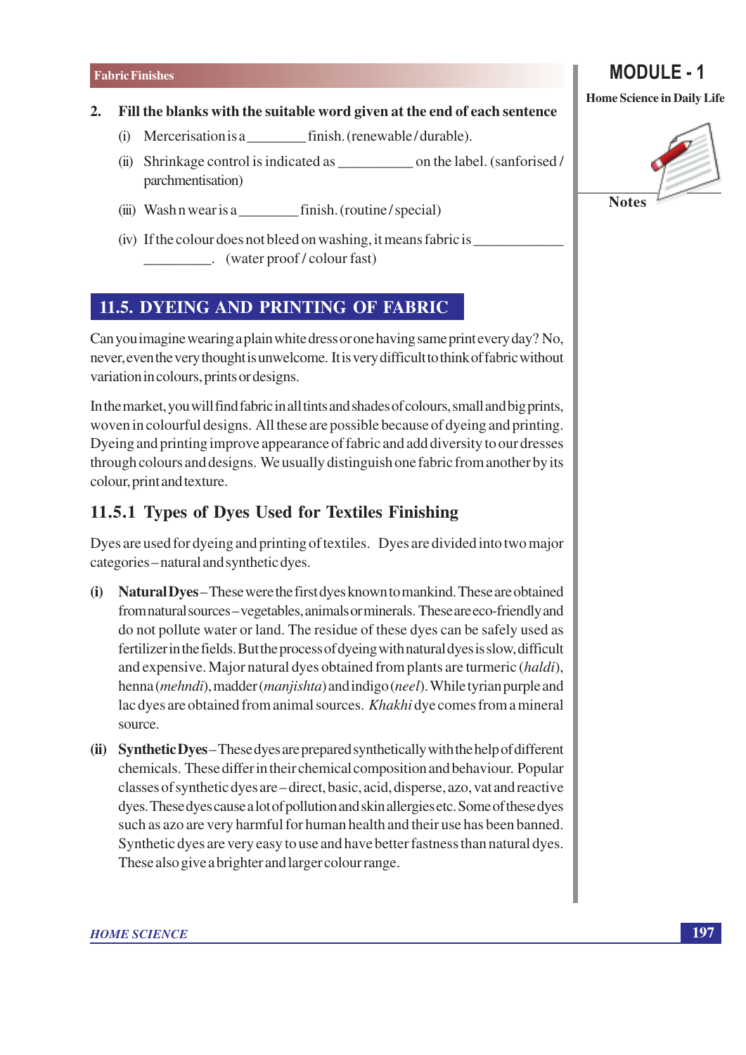2. **Fill the blanks with the suitable word given at the end of each sentence**

   (i) Mercerisation is a________ finish. (renewable / durable).

   (ii) Shrinkage control is indicated as __________ on the label. (sanforised / parchmentisation)

   (iii) Wash n wear is a________ finish. (routine / special)

   (iv) If the colour does not bleed on washing, it means fabric is ____________ _________. (water proof / colour fast)

## 11.5. DYEING AND PRINTING OF FABRIC

Can you imagine wearing a plain white dress or one having same print every day? No, never, even the very thought is unwelcome. It is very difficult to think of fabric without variation in colours, prints or designs.

In the market, you will find fabric in all tints and shades of colours, small and big prints, woven in colourful designs. All these are possible because of dyeing and printing. Dyeing and printing improve appearance of fabric and add diversity to our dresses through colours and designs. We usually distinguish one fabric from another by its colour, print and texture.

### 11.5.1 Types of Dyes Used for Textiles Finishing

Dyes are used for dyeing and printing of textiles. Dyes are divided into two major categories – natural and synthetic dyes.

**(i) Natural Dyes** – These were the first dyes known to mankind. These are obtained from natural sources – vegetables, animals or minerals. These are eco-friendly and do not pollute water or land. The residue of these dyes can be safely used as fertilizer in the fields. But the process of dyeing with natural dyes is slow, difficult and expensive. Major natural dyes obtained from plants are turmeric (*haldi*), henna (*mehndi*), madder (*manjishta*) and indigo (*neel*). While tyrian purple and lac dyes are obtained from animal sources. *Khakhi* dye comes from a mineral source.

**(ii) Synthetic Dyes** – These dyes are prepared synthetically with the help of different chemicals. These differ in their chemical composition and behaviour. Popular classes of synthetic dyes are – direct, basic, acid, disperse, azo, vat and reactive dyes. These dyes cause a lot of pollution and skin allergies etc. Some of these dyes such as azo are very harmful for human health and their use has been banned. Synthetic dyes are very easy to use and have better fastness than natural dyes. These also give a brighter and larger colour range.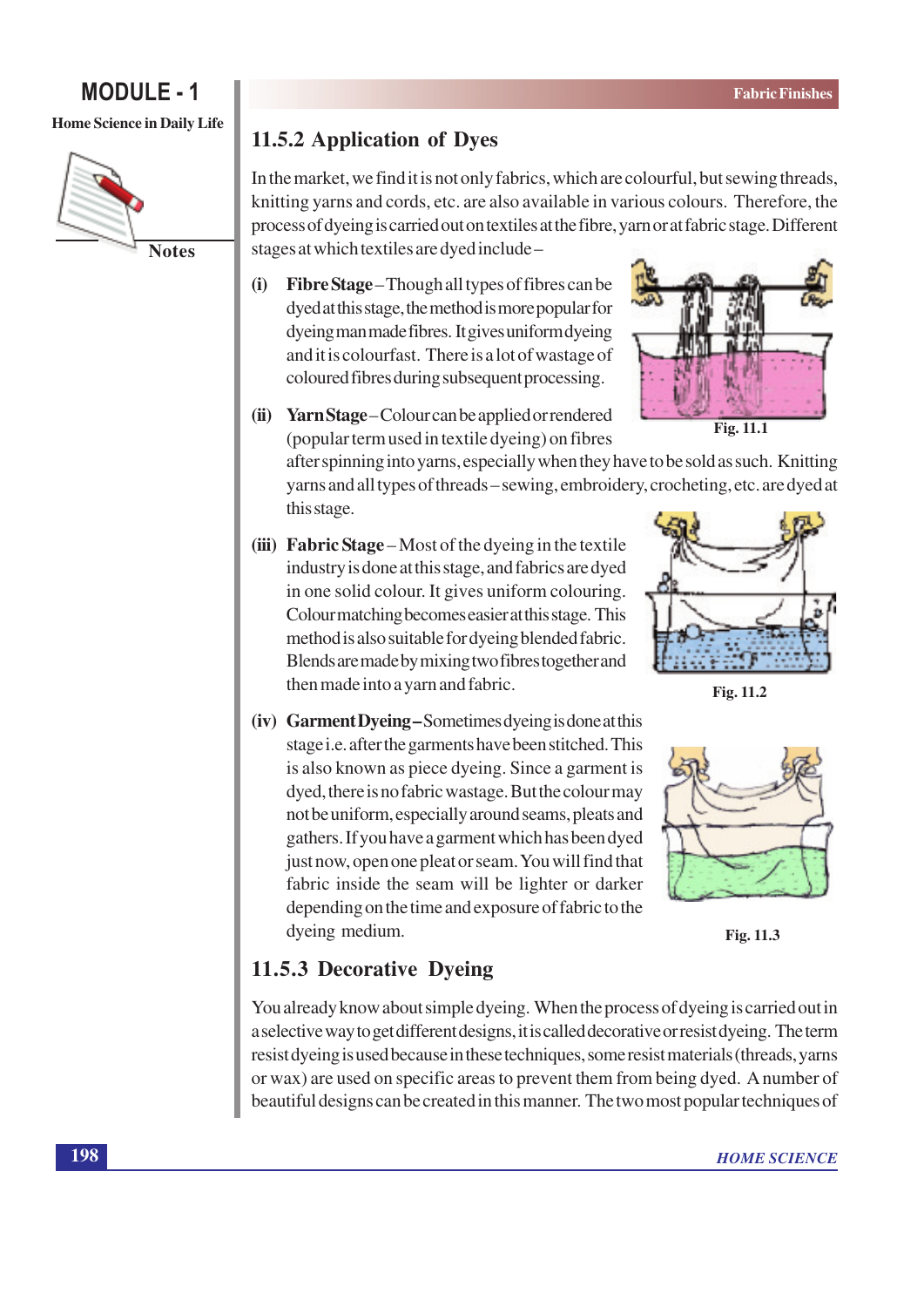### 11.5.2 Application of Dyes

In the market, we find it is not only fabrics, which are colourful, but sewing threads, knitting yarns and cords, etc. are also available in various colours. Therefore, the process of dyeing is carried out on textiles at the fibre, yarn or at fabric stage. Different stages at which textiles are dyed include –

**(i) Fibre Stage** – Though all types of fibres can be dyed at this stage, the method is more popular for dyeing man made fibres. It gives uniform dyeing and it is colourfast. There is a lot of wastage of coloured fibres during subsequent processing.

Fig. 11.1

**(ii) Yarn Stage** – Colour can be applied or rendered (popular term used in textile dyeing) on fibres after spinning into yarns, especially when they have to be sold as such. Knitting yarns and all types of threads – sewing, embroidery, crocheting, etc. are dyed at this stage.

**(iii) Fabric Stage** – Most of the dyeing in the textile industry is done at this stage, and fabrics are dyed in one solid colour. It gives uniform colouring. Colour matching becomes easier at this stage. This method is also suitable for dyeing blended fabric. Blends are made by mixing two fibres together and then made into a yarn and fabric.

Fig. 11.2

**(iv) Garment Dyeing –** Sometimes dyeing is done at this stage i.e. after the garments have been stitched. This is also known as piece dyeing. Since a garment is dyed, there is no fabric wastage. But the colour may not be uniform, especially around seams, pleats and gathers. If you have a garment which has been dyed just now, open one pleat or seam. You will find that fabric inside the seam will be lighter or darker depending on the time and exposure of fabric to the dyeing medium.

Fig. 11.3

### 11.5.3 Decorative Dyeing

You already know about simple dyeing. When the process of dyeing is carried out in a selective way to get different designs, it is called decorative or resist dyeing. The term resist dyeing is used because in these techniques, some resist materials (threads, yarns or wax) are used on specific areas to prevent them from being dyed. A number of beautiful designs can be created in this manner. The two most popular techniques of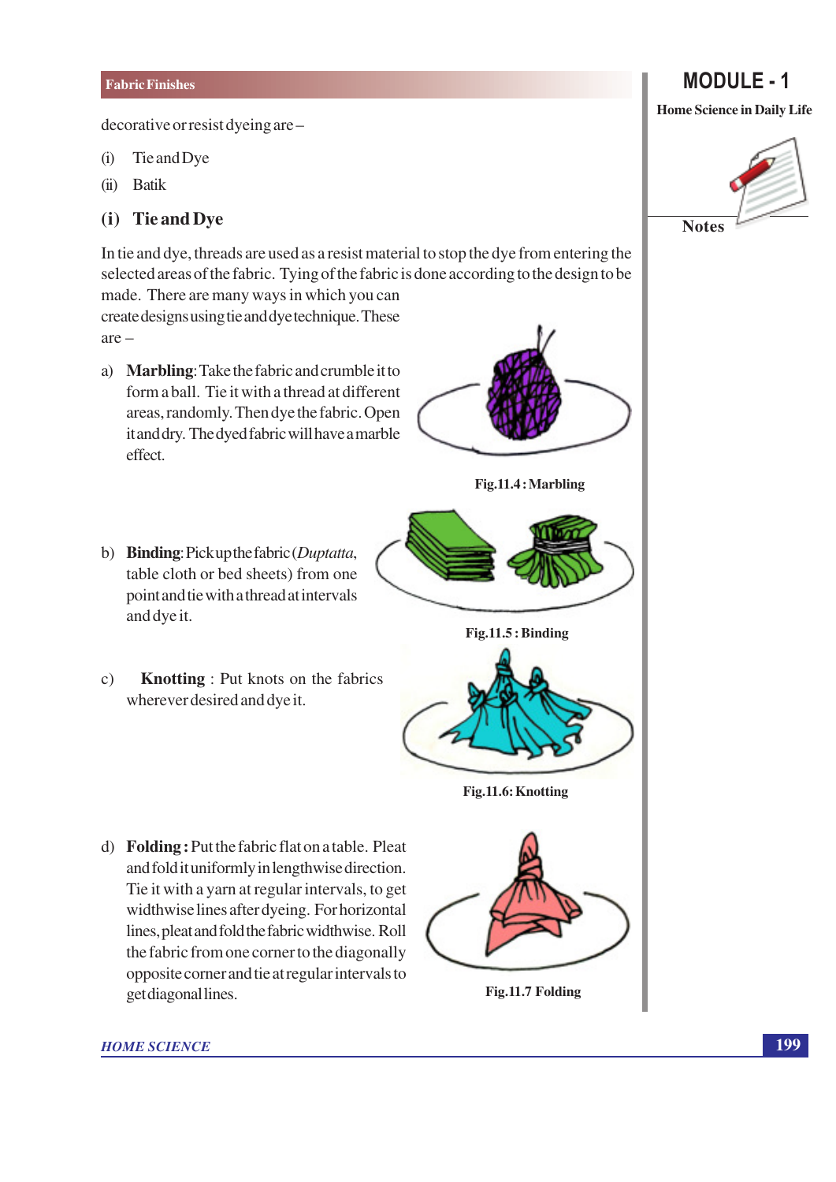decorative or resist dyeing are –

(i) Tie and Dye

(ii) Batik

## (i) Tie and Dye

In tie and dye, threads are used as a resist material to stop the dye from entering the selected areas of the fabric. Tying of the fabric is done according to the design to be made. There are many ways in which you can create designs using tie and dye technique. These are –

a) **Marbling**: Take the fabric and crumble it to form a ball. Tie it with a thread at different areas, randomly. Then dye the fabric. Open it and dry. The dyed fabric will have a marble effect.

Fig.11.4 : Marbling

b) **Binding**: Pick up the fabric (*Duptatta*, table cloth or bed sheets) from one point and tie with a thread at intervals and dye it.

Fig.11.5 : Binding

c) **Knotting** : Put knots on the fabrics wherever desired and dye it.

Fig.11.6: Knotting

d) **Folding :** Put the fabric flat on a table. Pleat and fold it uniformly in lengthwise direction. Tie it with a yarn at regular intervals, to get widthwise lines after dyeing. For horizontal lines, pleat and fold the fabric widthwise. Roll the fabric from one corner to the diagonally opposite corner and tie at regular intervals to get diagonal lines.

Fig.11.7 Folding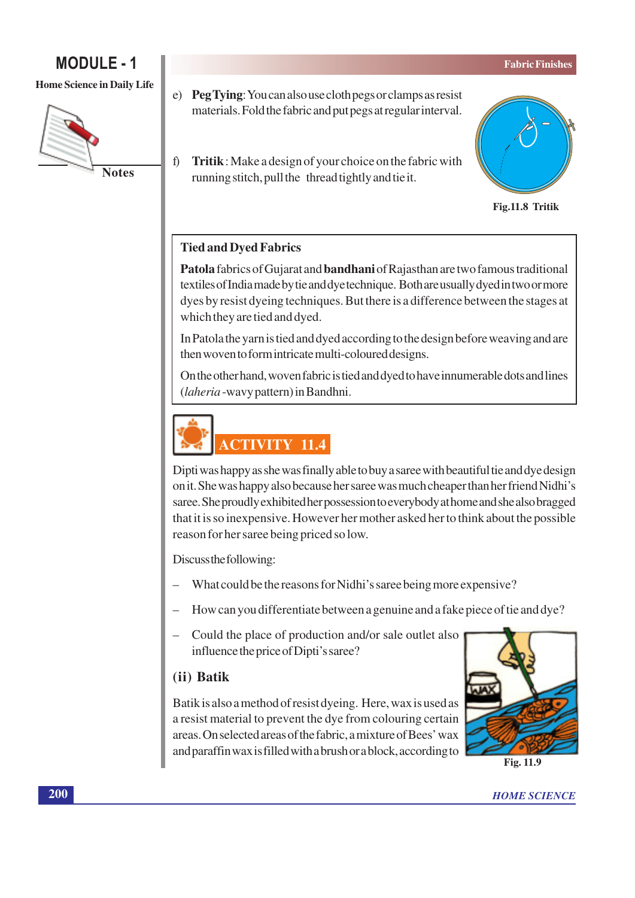e) **Peg Tying**: You can also use cloth pegs or clamps as resist materials. Fold the fabric and put pegs at regular interval.

f) **Tritik** : Make a design of your choice on the fabric with running stitch, pull the thread tightly and tie it.

Fig.11.8 Tritik

**Tied and Dyed Fabrics**

**Patola** fabrics of Gujarat and **bandhani** of Rajasthan are two famous traditional textiles of India made by tie and dye technique. Both are usually dyed in two or more dyes by resist dyeing techniques. But there is a difference between the stages at which they are tied and dyed.

In Patola the yarn is tied and dyed according to the design before weaving and are then woven to form intricate multi-coloured designs.

On the other hand, woven fabric is tied and dyed to have innumerable dots and lines (*laheria* -wavy pattern) in Bandhni.

## ACTIVITY 11.4

Dipti was happy as she was finally able to buy a saree with beautiful tie and dye design on it. She was happy also because her saree was much cheaper than her friend Nidhi's saree. She proudly exhibited her possession to everybody at home and she also bragged that it is so inexpensive. However her mother asked her to think about the possible reason for her saree being priced so low.

Discuss the following:

- What could be the reasons for Nidhi's saree being more expensive?
- How can you differentiate between a genuine and a fake piece of tie and dye?
- Could the place of production and/or sale outlet also influence the price of Dipti's saree?

### (ii) Batik

Batik is also a method of resist dyeing. Here, wax is used as a resist material to prevent the dye from colouring certain areas. On selected areas of the fabric, a mixture of Bees' wax and paraffin wax is filled with a brush or a block, according to

Fig. 11.9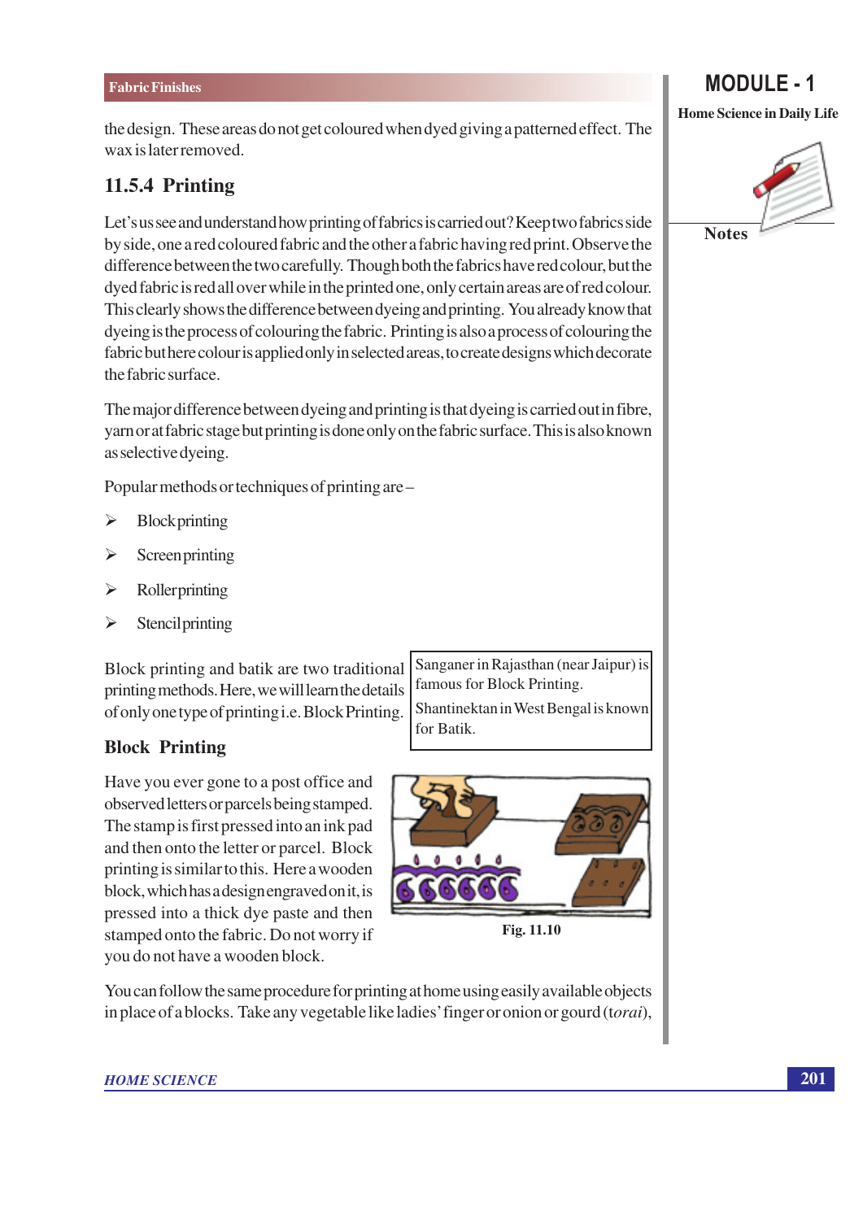the design. These areas do not get coloured when dyed giving a patterned effect. The wax is later removed.

## 11.5.4 Printing

Let's us see and understand how printing of fabrics is carried out? Keep two fabrics side by side, one a red coloured fabric and the other a fabric having red print. Observe the difference between the two carefully. Though both the fabrics have red colour, but the dyed fabric is red all over while in the printed one, only certain areas are of red colour. This clearly shows the difference between dyeing and printing. You already know that dyeing is the process of colouring the fabric. Printing is also a process of colouring the fabric but here colour is applied only in selected areas, to create designs which decorate the fabric surface.

The major difference between dyeing and printing is that dyeing is carried out in fibre, yarn or at fabric stage but printing is done only on the fabric surface. This is also known as selective dyeing.

Popular methods or techniques of printing are –

- Block printing
- Screen printing
- Roller printing
- Stencil printing

Block printing and batik are two traditional printing methods. Here, we will learn the details of only one type of printing i.e. Block Printing.

> Sanganer in Rajasthan (near Jaipur) is famous for Block Printing.
>
> Shantinektan in West Bengal is known for Batik.

### Block Printing

Have you ever gone to a post office and observed letters or parcels being stamped. The stamp is first pressed into an ink pad and then onto the letter or parcel. Block printing is similar to this. Here a wooden block, which has a design engraved on it, is pressed into a thick dye paste and then stamped onto the fabric. Do not worry if you do not have a wooden block.

Fig. 11.10

You can follow the same procedure for printing at home using easily available objects in place of a blocks. Take any vegetable like ladies' finger or onion or gourd (*torai*),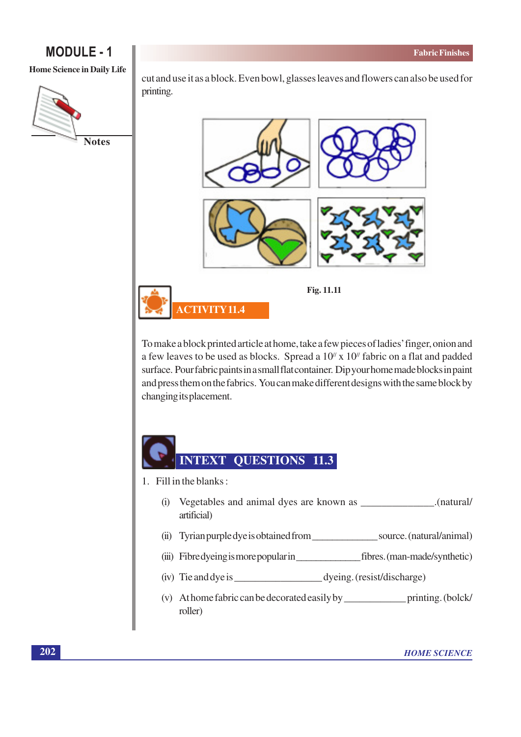cut and use it as a block. Even bowl, glasses leaves and flowers can also be used for printing.

Fig. 11.11

## ACTIVITY 11.4

To make a block printed article at home, take a few pieces of ladies' finger, onion and a few leaves to be used as blocks. Spread a 10″ x 10″ fabric on a flat and padded surface. Pour fabric paints in a small flat container. Dip your home made blocks in paint and press them on the fabrics. You can make different designs with the same block by changing its placement.

## INTEXT QUESTIONS 11.3

1. Fill in the blanks :

   (i) Vegetables and animal dyes are known as ______________.(natural/ artificial)

   (ii) Tyrian purple dye is obtained from _____________ source. (natural/animal)

   (iii) Fibre dyeing is more popular in ____________ fibres. (man-made/synthetic)

   (iv) Tie and dye is _________________ dyeing. (resist/discharge)

   (v) At home fabric can be decorated easily by ____________ printing. (bolck/ roller)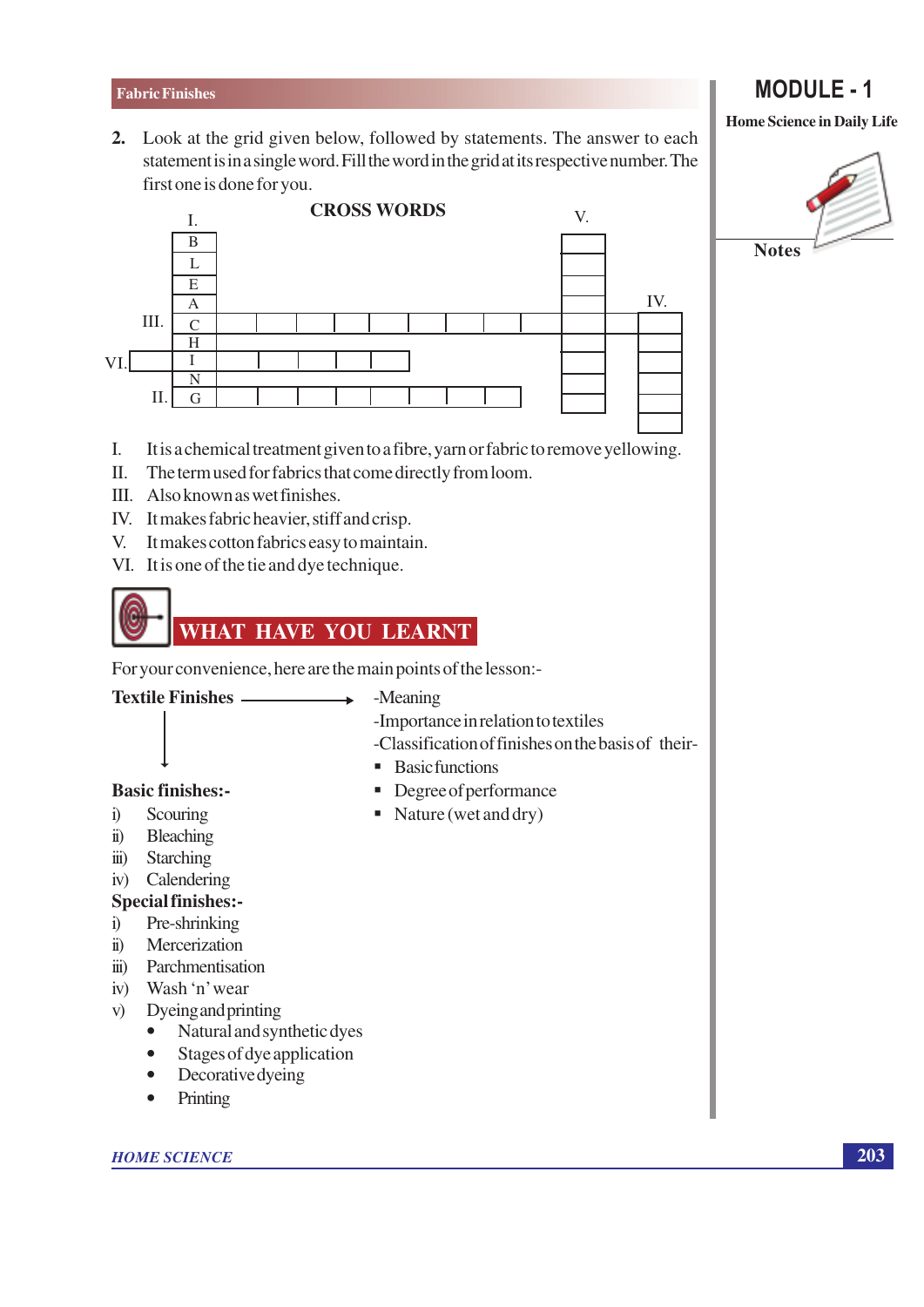2. Look at the grid given below, followed by statements. The answer to each statement is in a single word. Fill the word in the grid at its respective number. The first one is done for you.

**CROSS WORDS**

| | I. | | | | | | | | | V. | | IV. |
|---|---|---|---|---|---|---|---|---|---|---|---|---|
| | B | | | | | | | | | | | |
| | L | | | | | | | | | | | |
| | E | | | | | | | | | | | |
| | A | | | | | | | | | | | |
| III. | C | | | | | | | | | | | |
| | H | | | | | | | | | | | |
| VI. | I | | | | | | | | | | | |
| | N | | | | | | | | | | | |
| II. | G | | | | | | | | | | | |

I. It is a chemical treatment given to a fibre, yarn or fabric to remove yellowing.
II. The term used for fabrics that come directly from loom.
III. Also known as wet finishes.
IV. It makes fabric heavier, stiff and crisp.
V. It makes cotton fabrics easy to maintain.
VI. It is one of the tie and dye technique.

## WHAT HAVE YOU LEARNT

For your convenience, here are the main points of the lesson:-

**Textile Finishes** →

-Meaning
-Importance in relation to textiles
-Classification of finishes on the basis of their-

- Basic functions
- Degree of performance
- Nature (wet and dry)

**Basic finishes:-**

i) Scouring
ii) Bleaching
iii) Starching
iv) Calendering

**Special finishes:-**

i) Pre-shrinking
ii) Mercerization
iii) Parchmentisation
iv) Wash 'n' wear
v) Dyeing and printing
   - Natural and synthetic dyes
   - Stages of dye application
   - Decorative dyeing
   - Printing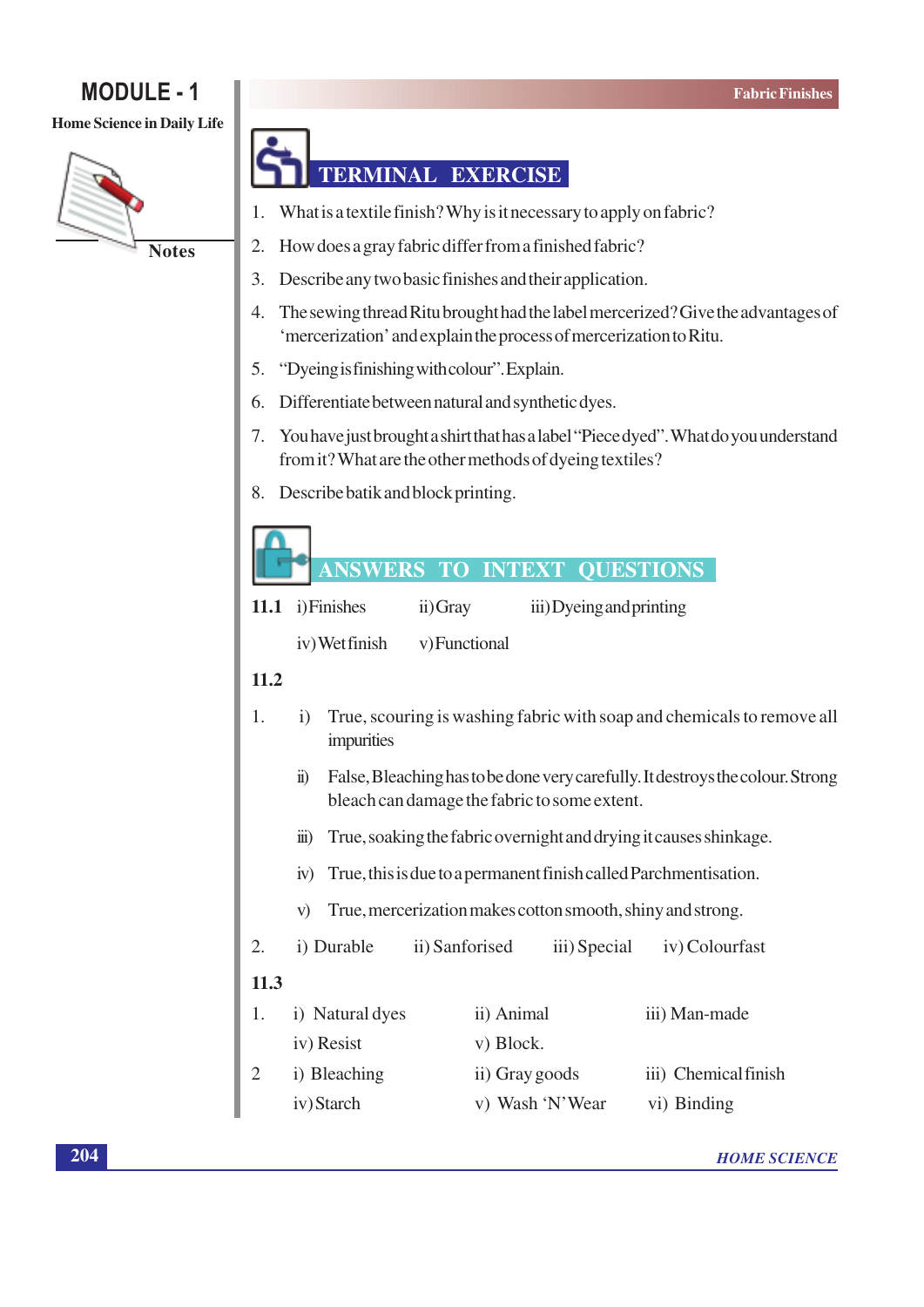## TERMINAL EXERCISE

1. What is a textile finish? Why is it necessary to apply on fabric?
2. How does a gray fabric differ from a finished fabric?
3. Describe any two basic finishes and their application.
4. The sewing thread Ritu brought had the label mercerized? Give the advantages of 'mercerization' and explain the process of mercerization to Ritu.
5. "Dyeing is finishing with colour". Explain.
6. Differentiate between natural and synthetic dyes.
7. You have just brought a shirt that has a label "Piece dyed". What do you understand from it? What are the other methods of dyeing textiles?
8. Describe batik and block printing.

## ANSWERS TO INTEXT QUESTIONS

**11.1** i) Finishes ii) Gray iii) Dyeing and printing

iv) Wet finish v) Functional

**11.2**

1. i) True, scouring is washing fabric with soap and chemicals to remove all impurities

   ii) False, Bleaching has to be done very carefully. It destroys the colour. Strong bleach can damage the fabric to some extent.

   iii) True, soaking the fabric overnight and drying it causes shinkage.

   iv) True, this is due to a permanent finish called Parchmentisation.

   v) True, mercerization makes cotton smooth, shiny and strong.

2. i) Durable ii) Sanforised iii) Special iv) Colourfast

**11.3**

1. i) Natural dyes ii) Animal iii) Man-made

   iv) Resist v) Block.

2. i) Bleaching ii) Gray goods iii) Chemical finish

   iv) Starch v) Wash 'N' Wear vi) Binding